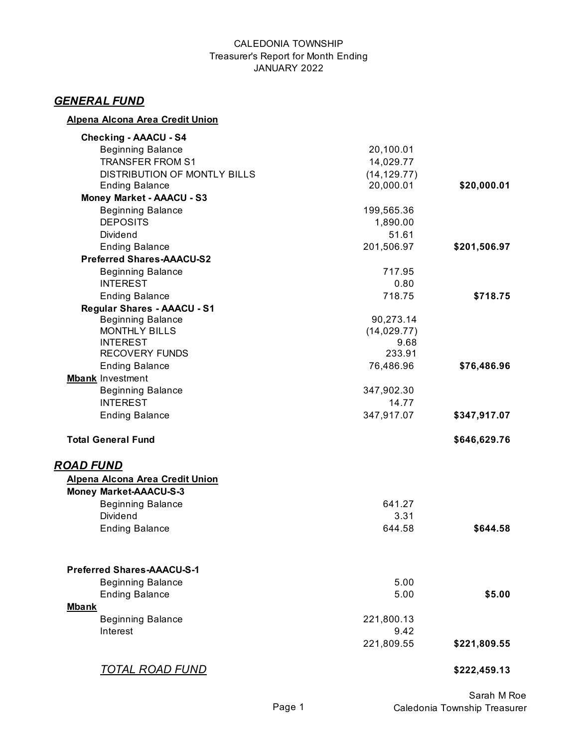CALEDONIA TOWNSHIP
Treasurer's Report for Month Ending
JANUARY 2022

## *GENERAL FUND*

| | | |
|---|---|---|
| **Alpena Alcona Area Credit Union** | | |
| **Checking - AAACU - S4** | | |
| Beginning Balance | 20,100.01 | |
| TRANSFER FROM S1 | 14,029.77 | |
| DISTRIBUTION OF MONTLY BILLS | (14,129.77) | |
| Ending Balance | 20,000.01 | **$20,000.01** |
| **Money Market - AAACU - S3** | | |
| Beginning Balance | 199,565.36 | |
| DEPOSITS | 1,890.00 | |
| Dividend | 51.61 | |
| Ending Balance | 201,506.97 | **$201,506.97** |
| **Preferred Shares-AAACU-S2** | | |
| Beginning Balance | 717.95 | |
| INTEREST | 0.80 | |
| Ending Balance | 718.75 | **$718.75** |
| **Regular Shares - AAACU - S1** | | |
| Beginning Balance | 90,273.14 | |
| MONTHLY BILLS | (14,029.77) | |
| INTEREST | 9.68 | |
| RECOVERY FUNDS | 233.91 | |
| Ending Balance | 76,486.96 | **$76,486.96** |
| **Mbank** Investment | | |
| Beginning Balance | 347,902.30 | |
| INTEREST | 14.77 | |
| Ending Balance | 347,917.07 | **$347,917.07** |
| **Total General Fund** | | **$646,629.76** |

## *ROAD FUND*

| | | |
|---|---|---|
| **Alpena Alcona Area Credit Union** | | |
| **Money Market-AAACU-S-3** | | |
| Beginning Balance | 641.27 | |
| Dividend | 3.31 | |
| Ending Balance | 644.58 | **$644.58** |
| **Preferred Shares-AAACU-S-1** | | |
| Beginning Balance | 5.00 | |
| Ending Balance | 5.00 | **$5.00** |
| **Mbank** | | |
| Beginning Balance | 221,800.13 | |
| Interest | 9.42 | |
| | 221,809.55 | **$221,809.55** |
| *TOTAL ROAD FUND* | | **$222,459.13** |

Sarah M Roe
Caledonia Township Treasurer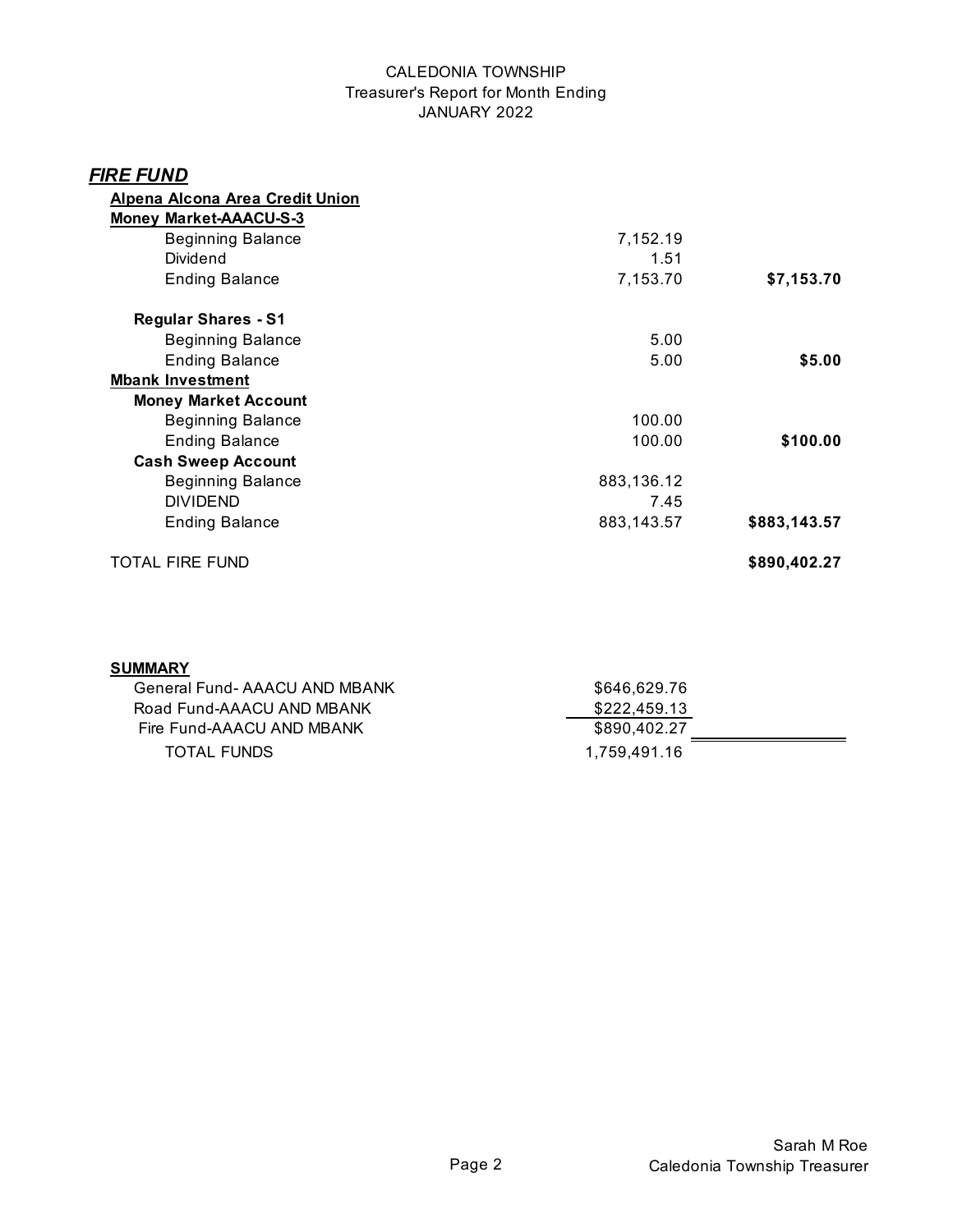CALEDONIA TOWNSHIP
Treasurer's Report for Month Ending
JANUARY 2022

## *FIRE FUND*

| | | |
|---|---|---|
| **Alpena Alcona Area Credit Union** | | |
| **Money Market-AAACU-S-3** | | |
| Beginning Balance | 7,152.19 | |
| Dividend | 1.51 | |
| Ending Balance | 7,153.70 | **$7,153.70** |
| **Regular Shares - S1** | | |
| Beginning Balance | 5.00 | |
| Ending Balance | 5.00 | **$5.00** |
| **Mbank Investment** | | |
| **Money Market Account** | | |
| Beginning Balance | 100.00 | |
| Ending Balance | 100.00 | **$100.00** |
| **Cash Sweep Account** | | |
| Beginning Balance | 883,136.12 | |
| DIVIDEND | 7.45 | |
| Ending Balance | 883,143.57 | **$883,143.57** |
| TOTAL FIRE FUND | | **$890,402.27** |

**SUMMARY**

| | |
|---|---|
| General Fund- AAACU AND MBANK | $646,629.76 |
| Road Fund-AAACU AND MBANK | $222,459.13 |
| Fire Fund-AAACU AND MBANK | $890,402.27 |
| TOTAL FUNDS | 1,759,491.16 |

Sarah M Roe
Caledonia Township Treasurer